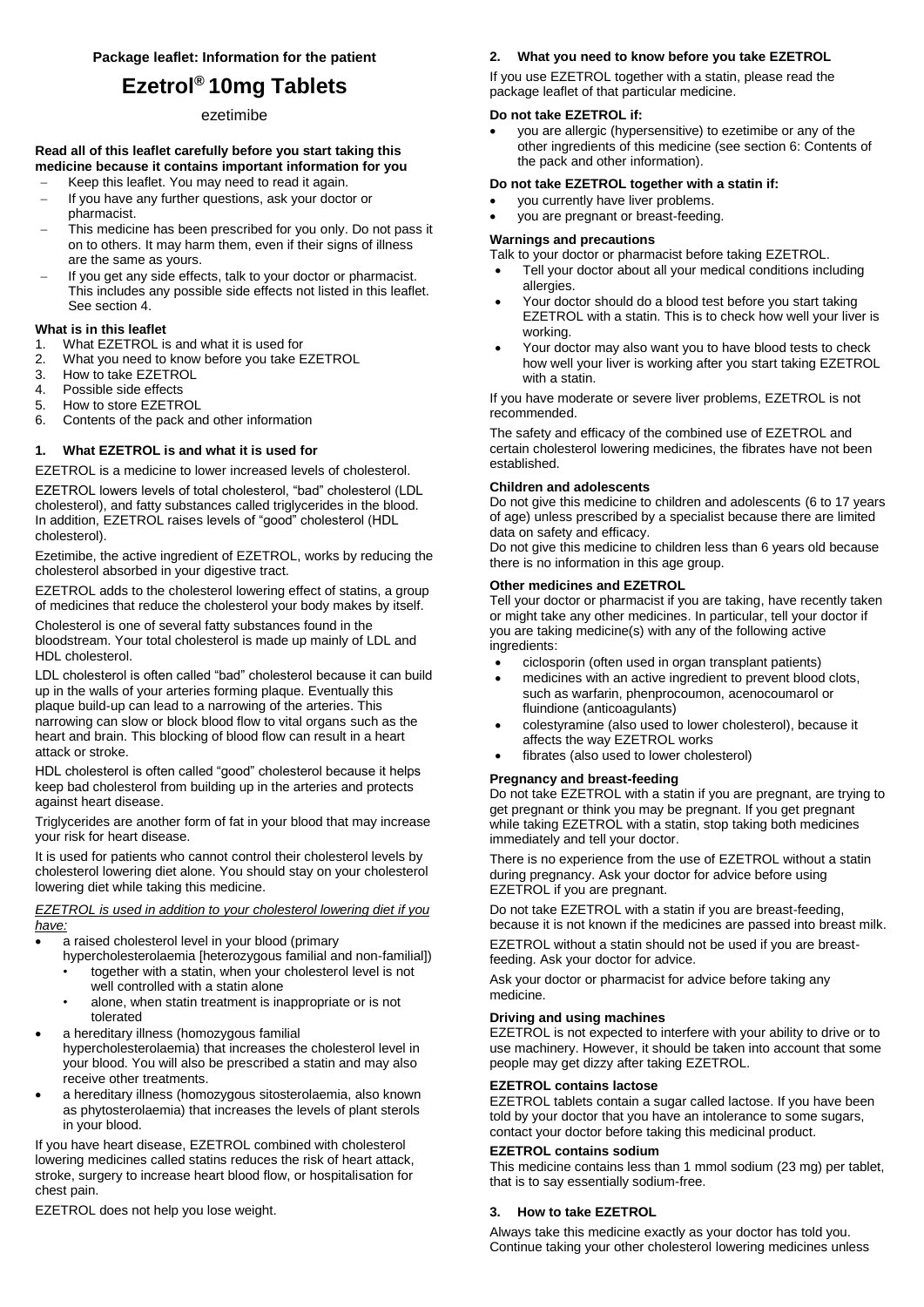**Package leaflet: Information for the patient**

# Ezetrol® 10mg Tablets

ezetimibe

**Read all of this leaflet carefully before you start taking this medicine because it contains important information for you**

- Keep this leaflet. You may need to read it again.
- If you have any further questions, ask your doctor or pharmacist.
- This medicine has been prescribed for you only. Do not pass it on to others. It may harm them, even if their signs of illness are the same as yours.
- If you get any side effects, talk to your doctor or pharmacist. This includes any possible side effects not listed in this leaflet. See section 4.

**What is in this leaflet**

1. What EZETROL is and what it is used for
2. What you need to know before you take EZETROL
3. How to take EZETROL
4. Possible side effects
5. How to store EZETROL
6. Contents of the pack and other information

## 1. What EZETROL is and what it is used for

EZETROL is a medicine to lower increased levels of cholesterol.

EZETROL lowers levels of total cholesterol, "bad" cholesterol (LDL cholesterol), and fatty substances called triglycerides in the blood. In addition, EZETROL raises levels of "good" cholesterol (HDL cholesterol).

Ezetimibe, the active ingredient of EZETROL, works by reducing the cholesterol absorbed in your digestive tract.

EZETROL adds to the cholesterol lowering effect of statins, a group of medicines that reduce the cholesterol your body makes by itself.

Cholesterol is one of several fatty substances found in the bloodstream. Your total cholesterol is made up mainly of LDL and HDL cholesterol.

LDL cholesterol is often called "bad" cholesterol because it can build up in the walls of your arteries forming plaque. Eventually this plaque build-up can lead to a narrowing of the arteries. This narrowing can slow or block blood flow to vital organs such as the heart and brain. This blocking of blood flow can result in a heart attack or stroke.

HDL cholesterol is often called "good" cholesterol because it helps keep bad cholesterol from building up in the arteries and protects against heart disease.

Triglycerides are another form of fat in your blood that may increase your risk for heart disease.

It is used for patients who cannot control their cholesterol levels by cholesterol lowering diet alone. You should stay on your cholesterol lowering diet while taking this medicine.

*EZETROL is used in addition to your cholesterol lowering diet if you have:*

- a raised cholesterol level in your blood (primary hypercholesterolaemia [heterozygous familial and non-familial])
  - together with a statin, when your cholesterol level is not well controlled with a statin alone
  - alone, when statin treatment is inappropriate or is not tolerated
- a hereditary illness (homozygous familial hypercholesterolaemia) that increases the cholesterol level in your blood. You will also be prescribed a statin and may also receive other treatments.
- a hereditary illness (homozygous sitosterolaemia, also known as phytosterolaemia) that increases the levels of plant sterols in your blood.

If you have heart disease, EZETROL combined with cholesterol lowering medicines called statins reduces the risk of heart attack, stroke, surgery to increase heart blood flow, or hospitalisation for chest pain.

EZETROL does not help you lose weight.

## 2. What you need to know before you take EZETROL

If you use EZETROL together with a statin, please read the package leaflet of that particular medicine.

**Do not take EZETROL if:**

- you are allergic (hypersensitive) to ezetimibe or any of the other ingredients of this medicine (see section 6: Contents of the pack and other information).

**Do not take EZETROL together with a statin if:**

- you currently have liver problems.
- you are pregnant or breast-feeding.

**Warnings and precautions**

Talk to your doctor or pharmacist before taking EZETROL.

- Tell your doctor about all your medical conditions including allergies.
- Your doctor should do a blood test before you start taking EZETROL with a statin. This is to check how well your liver is working.
- Your doctor may also want you to have blood tests to check how well your liver is working after you start taking EZETROL with a statin.

If you have moderate or severe liver problems, EZETROL is not recommended.

The safety and efficacy of the combined use of EZETROL and certain cholesterol lowering medicines, the fibrates have not been established.

**Children and adolescents**

Do not give this medicine to children and adolescents (6 to 17 years of age) unless prescribed by a specialist because there are limited data on safety and efficacy.

Do not give this medicine to children less than 6 years old because there is no information in this age group.

**Other medicines and EZETROL**

Tell your doctor or pharmacist if you are taking, have recently taken or might take any other medicines. In particular, tell your doctor if you are taking medicine(s) with any of the following active ingredients:

- ciclosporin (often used in organ transplant patients)
- medicines with an active ingredient to prevent blood clots, such as warfarin, phenprocoumon, acenocoumarol or fluindione (anticoagulants)
- colestyramine (also used to lower cholesterol), because it affects the way EZETROL works
- fibrates (also used to lower cholesterol)

**Pregnancy and breast-feeding**

Do not take EZETROL with a statin if you are pregnant, are trying to get pregnant or think you may be pregnant. If you get pregnant while taking EZETROL with a statin, stop taking both medicines immediately and tell your doctor.

There is no experience from the use of EZETROL without a statin during pregnancy. Ask your doctor for advice before using EZETROL if you are pregnant.

Do not take EZETROL with a statin if you are breast-feeding, because it is not known if the medicines are passed into breast milk.

EZETROL without a statin should not be used if you are breast-feeding. Ask your doctor for advice.

Ask your doctor or pharmacist for advice before taking any medicine.

**Driving and using machines**

EZETROL is not expected to interfere with your ability to drive or to use machinery. However, it should be taken into account that some people may get dizzy after taking EZETROL.

**EZETROL contains lactose**

EZETROL tablets contain a sugar called lactose. If you have been told by your doctor that you have an intolerance to some sugars, contact your doctor before taking this medicinal product.

**EZETROL contains sodium**

This medicine contains less than 1 mmol sodium (23 mg) per tablet, that is to say essentially sodium-free.

## 3. How to take EZETROL

Always take this medicine exactly as your doctor has told you. Continue taking your other cholesterol lowering medicines unless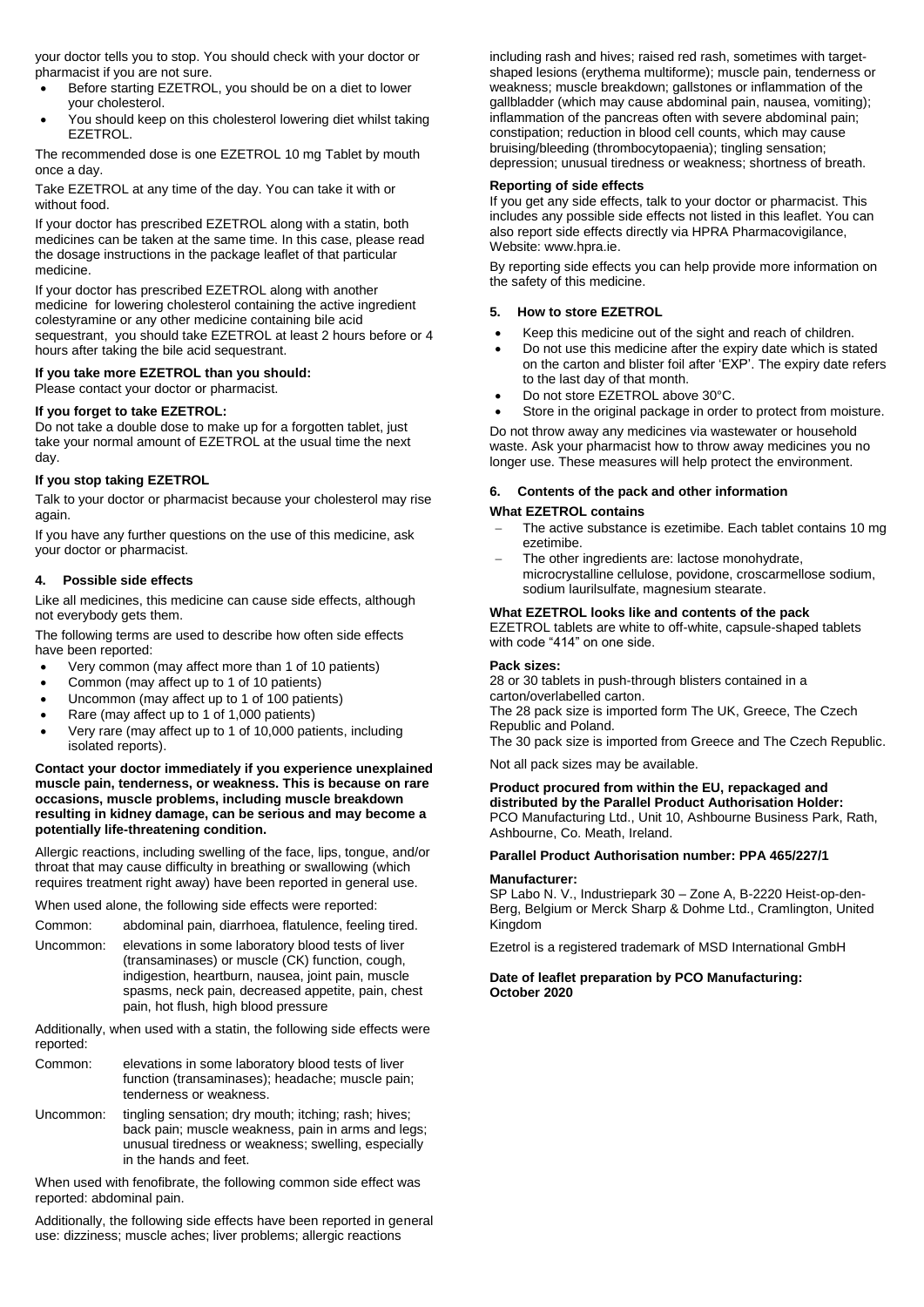your doctor tells you to stop. You should check with your doctor or pharmacist if you are not sure.

- Before starting EZETROL, you should be on a diet to lower your cholesterol.
- You should keep on this cholesterol lowering diet whilst taking EZETROL.

The recommended dose is one EZETROL 10 mg Tablet by mouth once a day.

Take EZETROL at any time of the day. You can take it with or without food.

If your doctor has prescribed EZETROL along with a statin, both medicines can be taken at the same time. In this case, please read the dosage instructions in the package leaflet of that particular medicine.

If your doctor has prescribed EZETROL along with another medicine for lowering cholesterol containing the active ingredient colestyramine or any other medicine containing bile acid sequestrant, you should take EZETROL at least 2 hours before or 4 hours after taking the bile acid sequestrant.

**If you take more EZETROL than you should:**
Please contact your doctor or pharmacist.

**If you forget to take EZETROL:**
Do not take a double dose to make up for a forgotten tablet, just take your normal amount of EZETROL at the usual time the next day.

**If you stop taking EZETROL**

Talk to your doctor or pharmacist because your cholesterol may rise again.

If you have any further questions on the use of this medicine, ask your doctor or pharmacist.

## 4. Possible side effects

Like all medicines, this medicine can cause side effects, although not everybody gets them.

The following terms are used to describe how often side effects have been reported:

- Very common (may affect more than 1 of 10 patients)
- Common (may affect up to 1 of 10 patients)
- Uncommon (may affect up to 1 of 100 patients)
- Rare (may affect up to 1 of 1,000 patients)
- Very rare (may affect up to 1 of 10,000 patients, including isolated reports).

**Contact your doctor immediately if you experience unexplained muscle pain, tenderness, or weakness. This is because on rare occasions, muscle problems, including muscle breakdown resulting in kidney damage, can be serious and may become a potentially life-threatening condition.**

Allergic reactions, including swelling of the face, lips, tongue, and/or throat that may cause difficulty in breathing or swallowing (which requires treatment right away) have been reported in general use.

When used alone, the following side effects were reported:

Common: abdominal pain, diarrhoea, flatulence, feeling tired.

Uncommon: elevations in some laboratory blood tests of liver (transaminases) or muscle (CK) function, cough, indigestion, heartburn, nausea, joint pain, muscle spasms, neck pain, decreased appetite, pain, chest pain, hot flush, high blood pressure

Additionally, when used with a statin, the following side effects were reported:

Common: elevations in some laboratory blood tests of liver function (transaminases); headache; muscle pain; tenderness or weakness.

Uncommon: tingling sensation; dry mouth; itching; rash; hives; back pain; muscle weakness, pain in arms and legs; unusual tiredness or weakness; swelling, especially in the hands and feet.

When used with fenofibrate, the following common side effect was reported: abdominal pain.

Additionally, the following side effects have been reported in general use: dizziness; muscle aches; liver problems; allergic reactions including rash and hives; raised red rash, sometimes with target-shaped lesions (erythema multiforme); muscle pain, tenderness or weakness; muscle breakdown; gallstones or inflammation of the gallbladder (which may cause abdominal pain, nausea, vomiting); inflammation of the pancreas often with severe abdominal pain; constipation; reduction in blood cell counts, which may cause bruising/bleeding (thrombocytopaenia); tingling sensation; depression; unusual tiredness or weakness; shortness of breath.

**Reporting of side effects**
If you get any side effects, talk to your doctor or pharmacist. This includes any possible side effects not listed in this leaflet. You can also report side effects directly via HPRA Pharmacovigilance, Website: www.hpra.ie.

By reporting side effects you can help provide more information on the safety of this medicine.

## 5. How to store EZETROL

- Keep this medicine out of the sight and reach of children.
- Do not use this medicine after the expiry date which is stated on the carton and blister foil after 'EXP'. The expiry date refers to the last day of that month.
- Do not store EZETROL above 30°C.
- Store in the original package in order to protect from moisture.

Do not throw away any medicines via wastewater or household waste. Ask your pharmacist how to throw away medicines you no longer use. These measures will help protect the environment.

## 6. Contents of the pack and other information

**What EZETROL contains**

- The active substance is ezetimibe. Each tablet contains 10 mg ezetimibe.
- The other ingredients are: lactose monohydrate, microcrystalline cellulose, povidone, croscarmellose sodium, sodium laurilsulfate, magnesium stearate.

**What EZETROL looks like and contents of the pack**
EZETROL tablets are white to off-white, capsule-shaped tablets with code "414" on one side.

**Pack sizes:**
28 or 30 tablets in push-through blisters contained in a carton/overlabelled carton.
The 28 pack size is imported form The UK, Greece, The Czech Republic and Poland.
The 30 pack size is imported from Greece and The Czech Republic.

Not all pack sizes may be available.

**Product procured from within the EU, repackaged and distributed by the Parallel Product Authorisation Holder:**
PCO Manufacturing Ltd., Unit 10, Ashbourne Business Park, Rath, Ashbourne, Co. Meath, Ireland.

**Parallel Product Authorisation number: PPA 465/227/1**

**Manufacturer:**
SP Labo N. V., Industriepark 30 – Zone A, B-2220 Heist-op-den-Berg, Belgium or Merck Sharp & Dohme Ltd., Cramlington, United Kingdom

Ezetrol is a registered trademark of MSD International GmbH

**Date of leaflet preparation by PCO Manufacturing: October 2020**